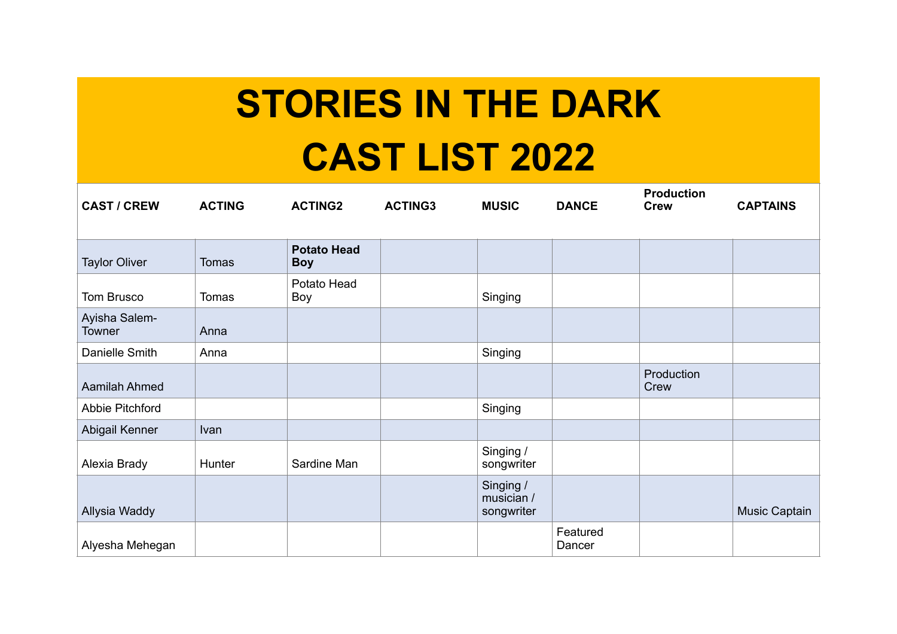# STORIES IN THE DARK
# CAST LIST 2022

| CAST / CREW | ACTING | ACTING2 | ACTING3 | MUSIC | DANCE | Production Crew | CAPTAINS |
|---|---|---|---|---|---|---|---|
| Taylor Oliver | Tomas | **Potato Head Boy** | | | | | |
| Tom Brusco | Tomas | Potato Head Boy | | Singing | | | |
| Ayisha Salem-Towner | Anna | | | | | | |
| Danielle Smith | Anna | | | Singing | | | |
| Aamilah Ahmed | | | | | | Production Crew | |
| Abbie Pitchford | | | | Singing | | | |
| Abigail Kenner | Ivan | | | | | | |
| Alexia Brady | Hunter | Sardine Man | | Singing / songwriter | | | |
| Allysia Waddy | | | | Singing / musician / songwriter | | | Music Captain |
| Alyesha Mehegan | | | | | Featured Dancer | | |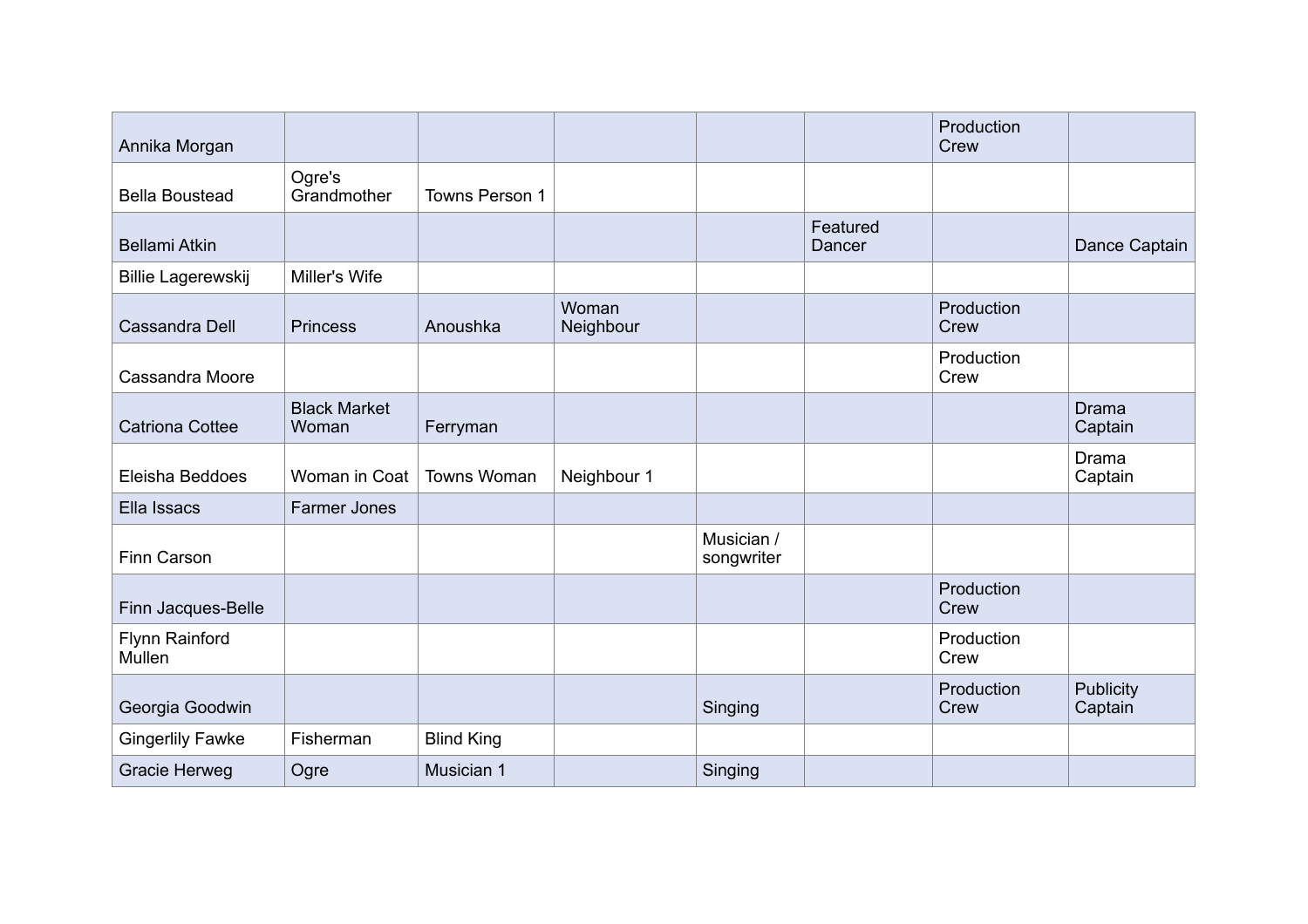| | | | | | | | |
|---|---|---|---|---|---|---|---|
| Annika Morgan | | | | | | Production Crew | |
| Bella Boustead | Ogre's Grandmother | Towns Person 1 | | | | | |
| Bellami Atkin | | | | | Featured Dancer | | Dance Captain |
| Billie Lagerewskij | Miller's Wife | | | | | | |
| Cassandra Dell | Princess | Anoushka | Woman Neighbour | | | Production Crew | |
| Cassandra Moore | | | | | | Production Crew | |
| Catriona Cottee | Black Market Woman | Ferryman | | | | | Drama Captain |
| Eleisha Beddoes | Woman in Coat | Towns Woman | Neighbour 1 | | | | Drama Captain |
| Ella Issacs | Farmer Jones | | | | | | |
| Finn Carson | | | | Musician / songwriter | | | |
| Finn Jacques-Belle | | | | | | Production Crew | |
| Flynn Rainford Mullen | | | | | | Production Crew | |
| Georgia Goodwin | | | | Singing | | Production Crew | Publicity Captain |
| Gingerlily Fawke | Fisherman | Blind King | | | | | |
| Gracie Herweg | Ogre | Musician 1 | | Singing | | | |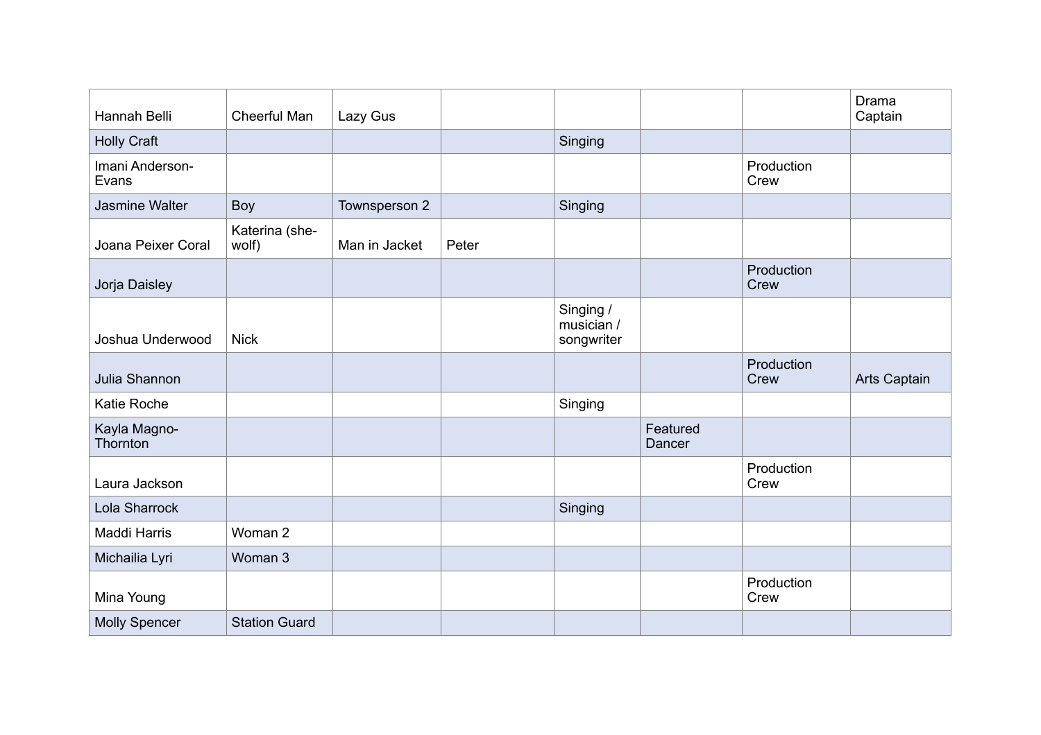| | | | | | | | |
|---|---|---|---|---|---|---|---|
| Hannah Belli | Cheerful Man | Lazy Gus | | | | | Drama Captain |
| Holly Craft | | | | Singing | | | |
| Imani Anderson-Evans | | | | | | Production Crew | |
| Jasmine Walter | Boy | Townsperson 2 | | Singing | | | |
| Joana Peixer Coral | Katerina (she-wolf) | Man in Jacket | Peter | | | | |
| Jorja Daisley | | | | | | Production Crew | |
| Joshua Underwood | Nick | | | Singing / musician / songwriter | | | |
| Julia Shannon | | | | | | Production Crew | Arts Captain |
| Katie Roche | | | | Singing | | | |
| Kayla Magno-Thornton | | | | | Featured Dancer | | |
| Laura Jackson | | | | | | Production Crew | |
| Lola Sharrock | | | | Singing | | | |
| Maddi Harris | Woman 2 | | | | | | |
| Michailia Lyri | Woman 3 | | | | | | |
| Mina Young | | | | | | Production Crew | |
| Molly Spencer | Station Guard | | | | | | |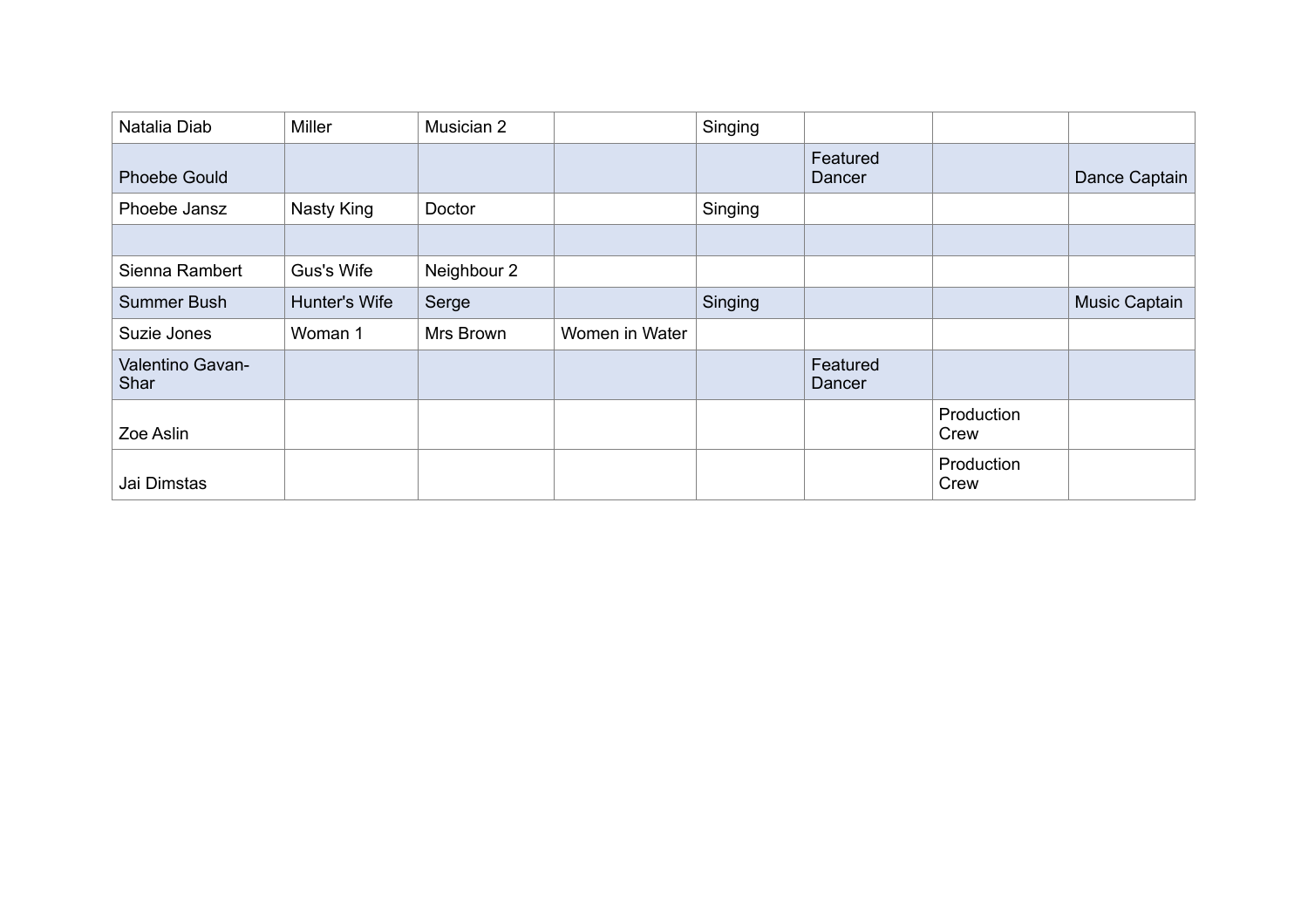| | | | | | | | |
|---|---|---|---|---|---|---|---|
| Natalia Diab | Miller | Musician 2 | | Singing | | | |
| Phoebe Gould | | | | | Featured Dancer | | Dance Captain |
| Phoebe Jansz | Nasty King | Doctor | | Singing | | | |
| | | | | | | | |
| Sienna Rambert | Gus's Wife | Neighbour 2 | | | | | |
| Summer Bush | Hunter's Wife | Serge | | Singing | | | Music Captain |
| Suzie Jones | Woman 1 | Mrs Brown | Women in Water | | | | |
| Valentino Gavan-Shar | | | | | Featured Dancer | | |
| Zoe Aslin | | | | | | Production Crew | |
| Jai Dimstas | | | | | | Production Crew | |